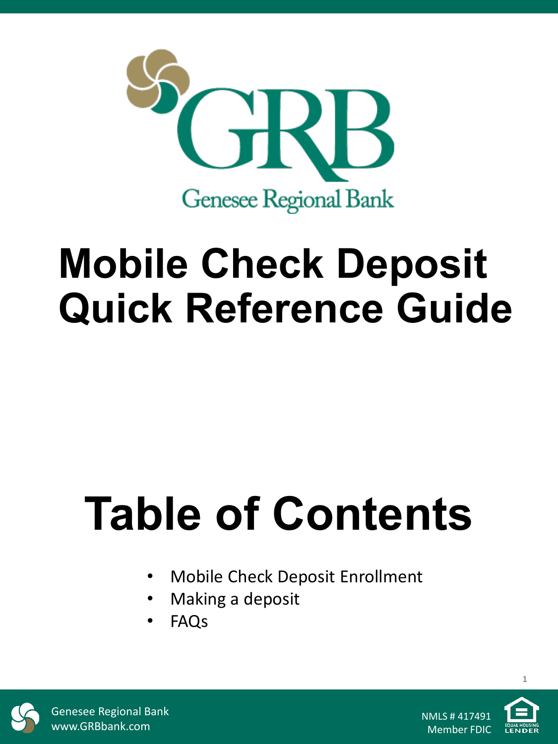Genesee Regional Bank

# Mobile Check Deposit Quick Reference Guide

# Table of Contents

- Mobile Check Deposit Enrollment
- Making a deposit
- FAQs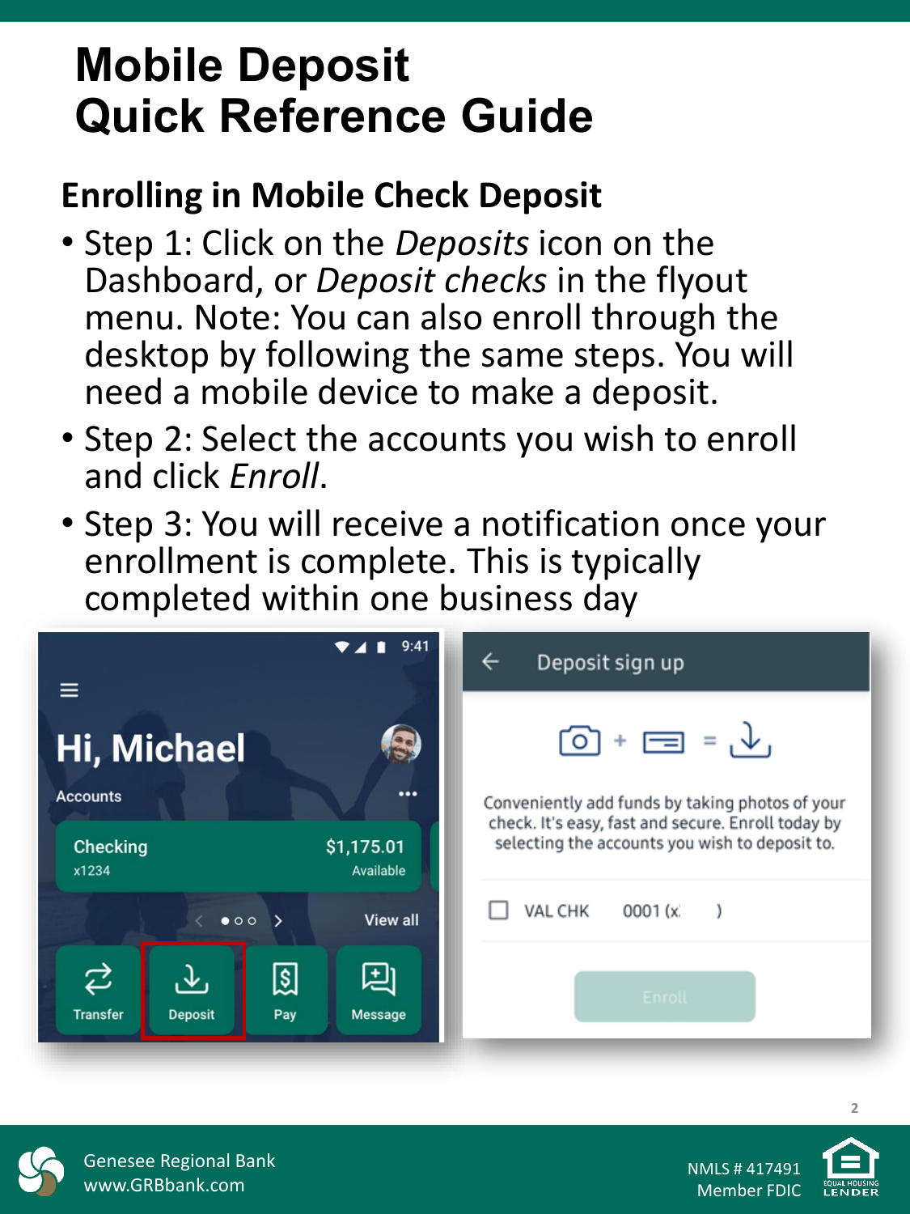# Mobile Deposit Quick Reference Guide

## Enrolling in Mobile Check Deposit

- Step 1: Click on the *Deposits* icon on the Dashboard, or *Deposit checks* in the flyout menu. Note: You can also enroll through the desktop by following the same steps. You will need a mobile device to make a deposit.
- Step 2: Select the accounts you wish to enroll and click *Enroll*.
- Step 3: You will receive a notification once your enrollment is complete. This is typically completed within one business day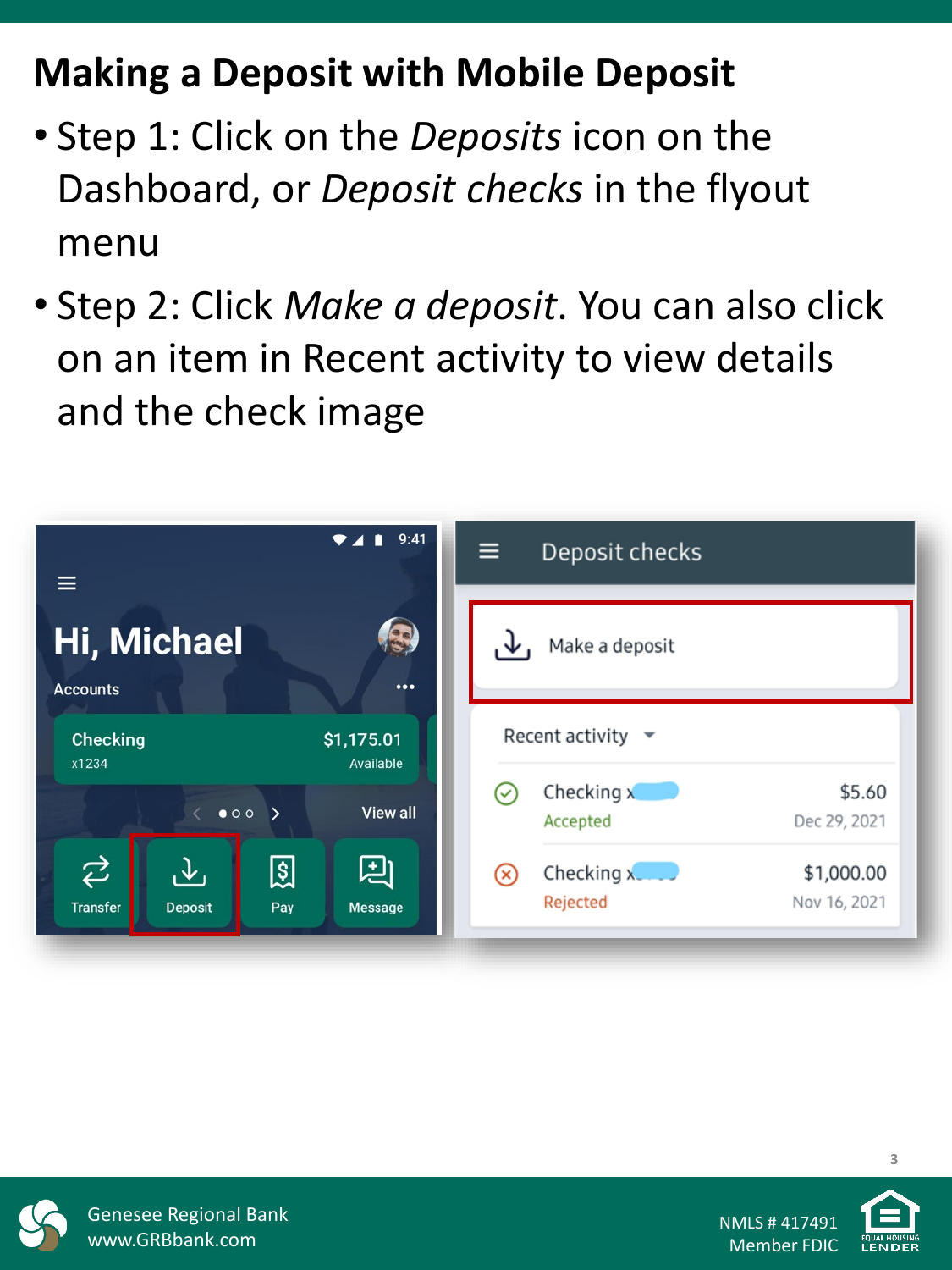# Making a Deposit with Mobile Deposit

- Step 1: Click on the *Deposits* icon on the Dashboard, or *Deposit checks* in the flyout menu
- Step 2: Click *Make a deposit*. You can also click on an item in Recent activity to view details and the check image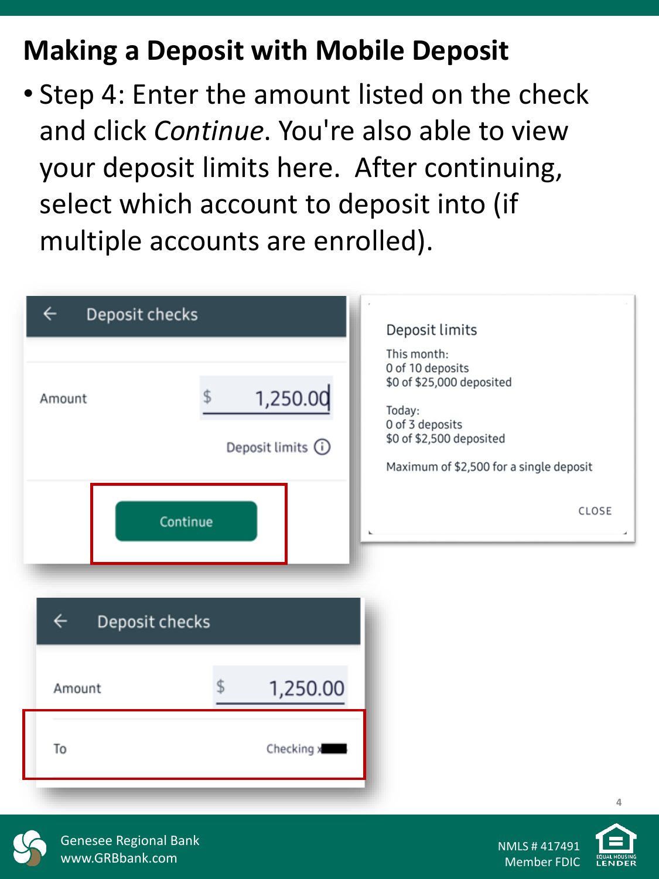# Making a Deposit with Mobile Deposit

- Step 4: Enter the amount listed on the check and click *Continue*. You're also able to view your deposit limits here. After continuing, select which account to deposit into (if multiple accounts are enrolled).

Deposit checks

Amount $ 1,250.00

Deposit limits

Continue

Deposit limits

This month:
0 of 10 deposits
$0 of $25,000 deposited

Today:
0 of 3 deposits
$0 of $2,500 deposited

Maximum of $2,500 for a single deposit

CLOSE

Deposit checks

Amount $ 1,250.00

To Checking x

Genesee Regional Bank
www.GRBbank.com

NMLS # 417491
Member FDIC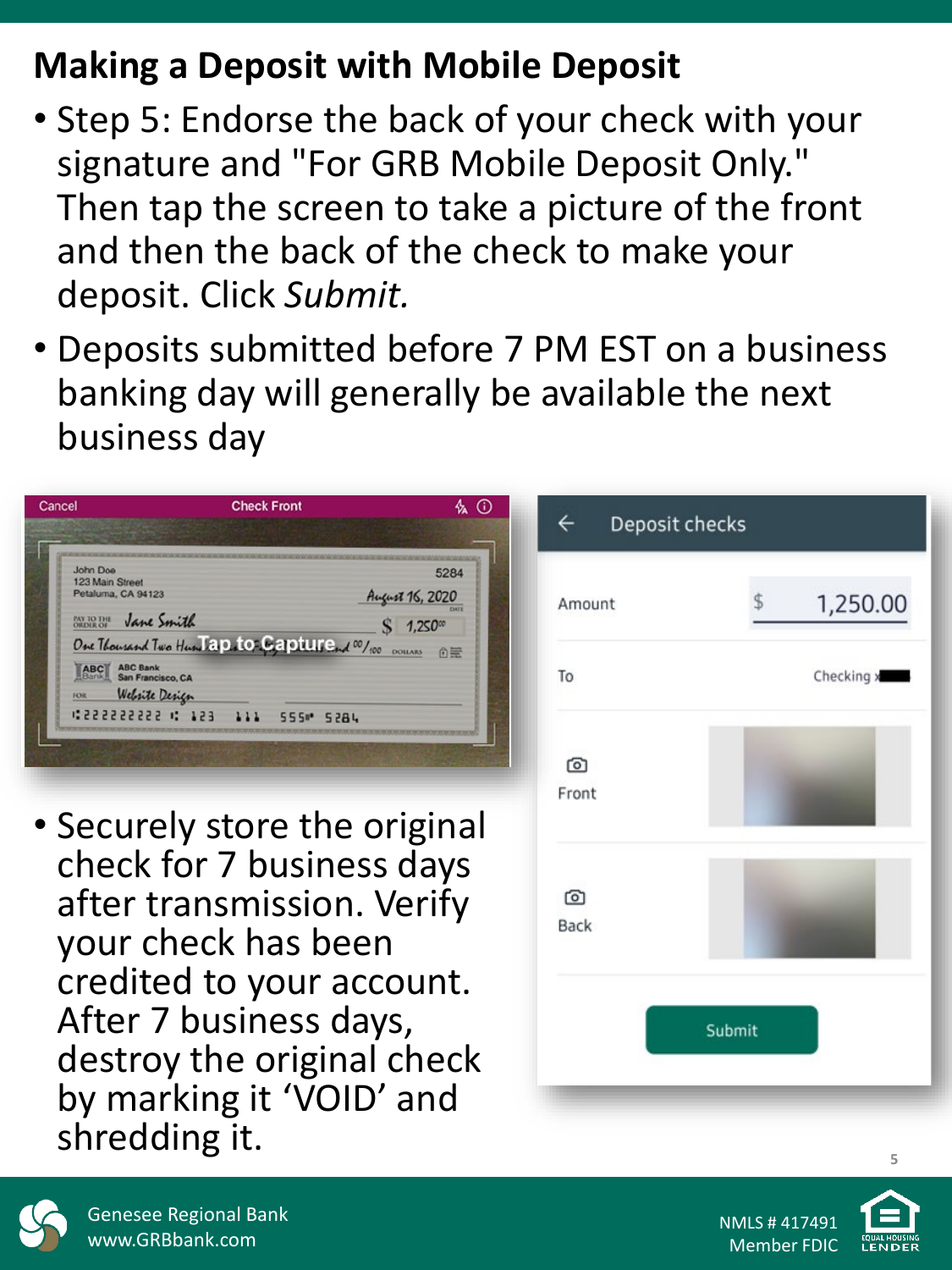# Making a Deposit with Mobile Deposit

- Step 5: Endorse the back of your check with your signature and "For GRB Mobile Deposit Only." Then tap the screen to take a picture of the front and then the back of the check to make your deposit. Click *Submit.*
- Deposits submitted before 7 PM EST on a business banking day will generally be available the next business day
- Securely store the original check for 7 business days after transmission. Verify your check has been credited to your account. After 7 business days, destroy the original check by marking it 'VOID' and shredding it.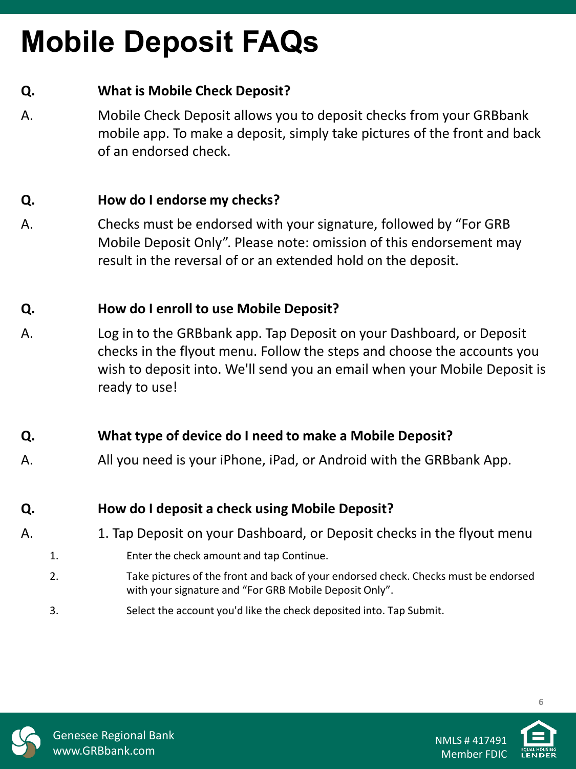# Mobile Deposit FAQs

**Q. What is Mobile Check Deposit?**

A. Mobile Check Deposit allows you to deposit checks from your GRBbank mobile app. To make a deposit, simply take pictures of the front and back of an endorsed check.

**Q. How do I endorse my checks?**

A. Checks must be endorsed with your signature, followed by "For GRB Mobile Deposit Only". Please note: omission of this endorsement may result in the reversal of or an extended hold on the deposit.

**Q. How do I enroll to use Mobile Deposit?**

A. Log in to the GRBbank app. Tap Deposit on your Dashboard, or Deposit checks in the flyout menu. Follow the steps and choose the accounts you wish to deposit into. We'll send you an email when your Mobile Deposit is ready to use!

**Q. What type of device do I need to make a Mobile Deposit?**

A. All you need is your iPhone, iPad, or Android with the GRBbank App.

**Q. How do I deposit a check using Mobile Deposit?**

A. 1. Tap Deposit on your Dashboard, or Deposit checks in the flyout menu

1. Enter the check amount and tap Continue.
2. Take pictures of the front and back of your endorsed check. Checks must be endorsed with your signature and "For GRB Mobile Deposit Only".
3. Select the account you'd like the check deposited into. Tap Submit.

Genesee Regional Bank
www.GRBbank.com

NMLS # 417491
Member FDIC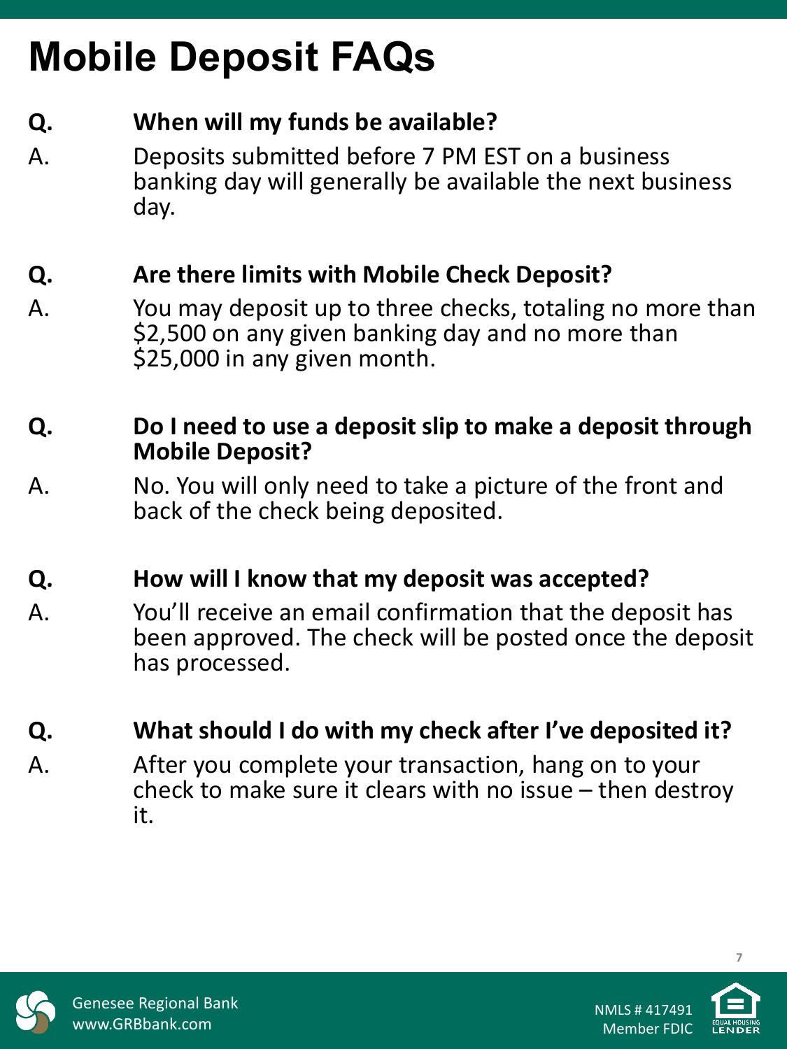# Mobile Deposit FAQs

**Q. When will my funds be available?**

A. Deposits submitted before 7 PM EST on a business banking day will generally be available the next business day.

**Q. Are there limits with Mobile Check Deposit?**

A. You may deposit up to three checks, totaling no more than $2,500 on any given banking day and no more than $25,000 in any given month.

**Q. Do I need to use a deposit slip to make a deposit through Mobile Deposit?**

A. No. You will only need to take a picture of the front and back of the check being deposited.

**Q. How will I know that my deposit was accepted?**

A. You'll receive an email confirmation that the deposit has been approved. The check will be posted once the deposit has processed.

**Q. What should I do with my check after I've deposited it?**

A. After you complete your transaction, hang on to your check to make sure it clears with no issue – then destroy it.